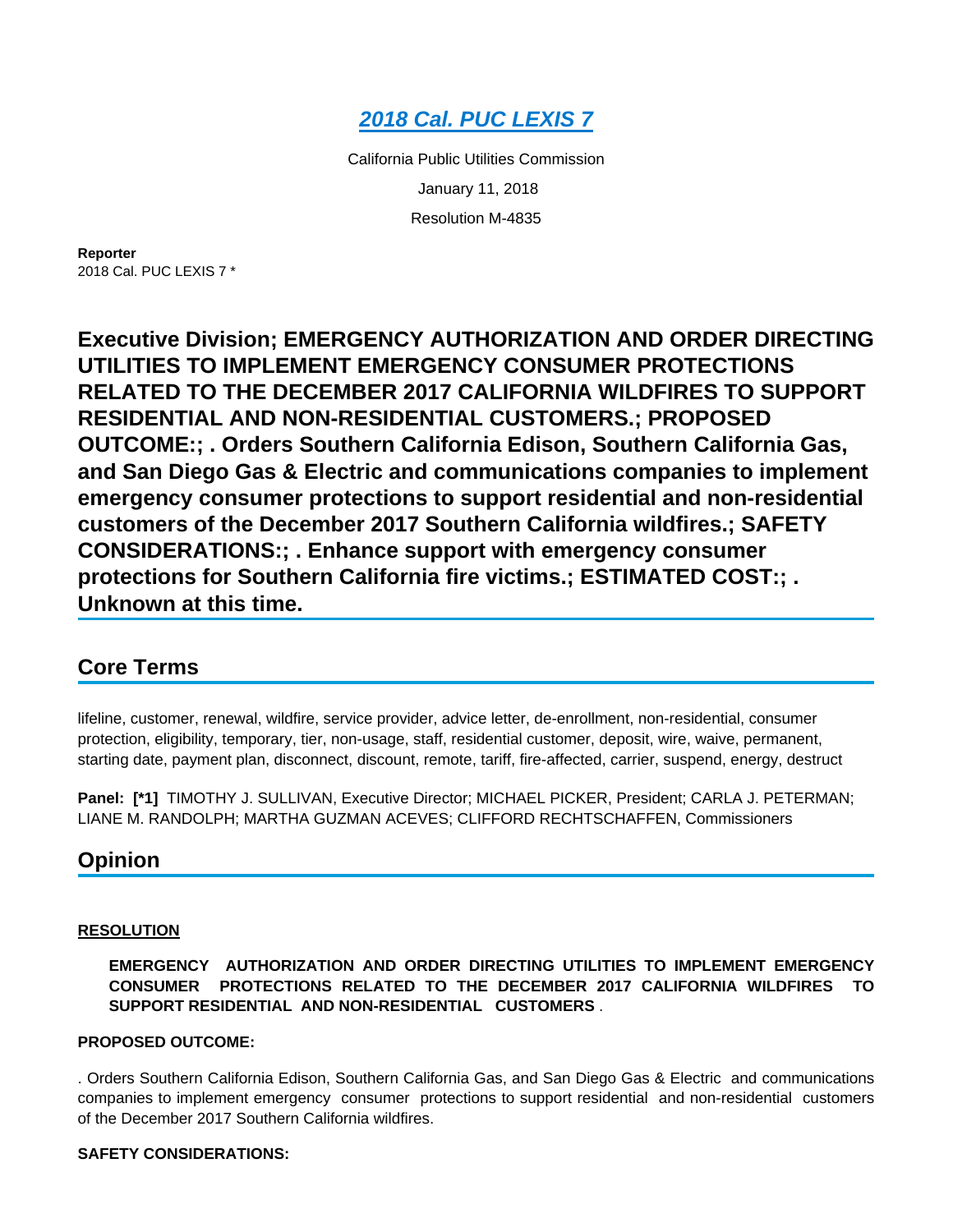# *2018 Cal. PUC LEXIS 7*

California Public Utilities Commission

January 11, 2018

Resolution M-4835

**Reporter**
2018 Cal. PUC LEXIS 7 *

## Executive Division; EMERGENCY AUTHORIZATION AND ORDER DIRECTING UTILITIES TO IMPLEMENT EMERGENCY CONSUMER PROTECTIONS RELATED TO THE DECEMBER 2017 CALIFORNIA WILDFIRES TO SUPPORT RESIDENTIAL AND NON-RESIDENTIAL CUSTOMERS.; PROPOSED OUTCOME:; . Orders Southern California Edison, Southern California Gas, and San Diego Gas & Electric and communications companies to implement emergency consumer protections to support residential and non-residential customers of the December 2017 Southern California wildfires.; SAFETY CONSIDERATIONS:; . Enhance support with emergency consumer protections for Southern California fire victims.; ESTIMATED COST:; . Unknown at this time.

## Core Terms

lifeline, customer, renewal, wildfire, service provider, advice letter, de-enrollment, non-residential, consumer protection, eligibility, temporary, tier, non-usage, staff, residential customer, deposit, wire, waive, permanent, starting date, payment plan, disconnect, discount, remote, tariff, fire-affected, carrier, suspend, energy, destruct

**Panel:** **[*1]** TIMOTHY J. SULLIVAN, Executive Director; MICHAEL PICKER, President; CARLA J. PETERMAN; LIANE M. RANDOLPH; MARTHA GUZMAN ACEVES; CLIFFORD RECHTSCHAFFEN, Commissioners

## Opinion

**RESOLUTION**

**EMERGENCY AUTHORIZATION AND ORDER DIRECTING UTILITIES TO IMPLEMENT EMERGENCY CONSUMER PROTECTIONS RELATED TO THE DECEMBER 2017 CALIFORNIA WILDFIRES TO SUPPORT RESIDENTIAL AND NON-RESIDENTIAL CUSTOMERS** .

**PROPOSED OUTCOME:**

. Orders Southern California Edison, Southern California Gas, and San Diego Gas & Electric and communications companies to implement emergency consumer protections to support residential and non-residential customers of the December 2017 Southern California wildfires.

**SAFETY CONSIDERATIONS:**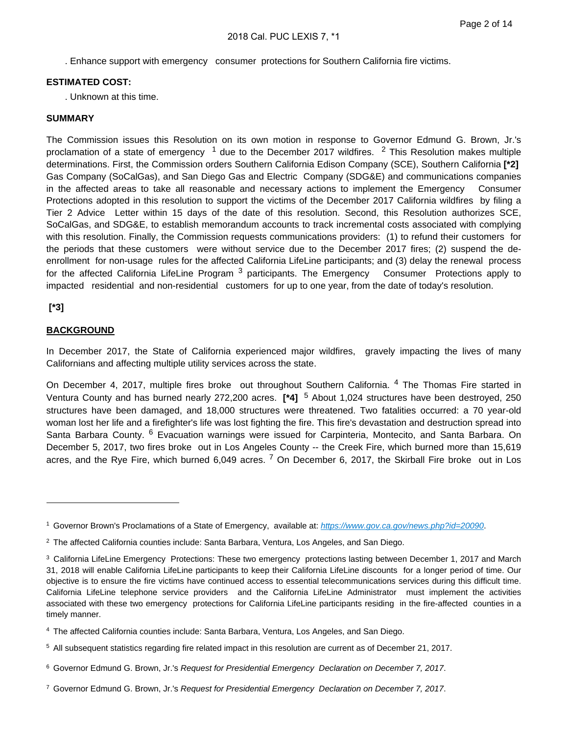. Enhance support with emergency consumer protections for Southern California fire victims.

**ESTIMATED COST:**

. Unknown at this time.

**SUMMARY**

The Commission issues this Resolution on its own motion in response to Governor Edmund G. Brown, Jr.'s proclamation of a state of emergency [1] due to the December 2017 wildfires. [2] This Resolution makes multiple determinations. First, the Commission orders Southern California Edison Company (SCE), Southern California **[*2]** Gas Company (SoCalGas), and San Diego Gas and Electric Company (SDG&E) and communications companies in the affected areas to take all reasonable and necessary actions to implement the Emergency Consumer Protections adopted in this resolution to support the victims of the December 2017 California wildfires by filing a Tier 2 Advice Letter within 15 days of the date of this resolution. Second, this Resolution authorizes SCE, SoCalGas, and SDG&E, to establish memorandum accounts to track incremental costs associated with complying with this resolution. Finally, the Commission requests communications providers: (1) to refund their customers for the periods that these customers were without service due to the December 2017 fires; (2) suspend the de-enrollment for non-usage rules for the affected California LifeLine participants; and (3) delay the renewal process for the affected California LifeLine Program [3] participants. The Emergency Consumer Protections apply to impacted residential and non-residential customers for up to one year, from the date of today's resolution.

**[*3]**

**BACKGROUND**

In December 2017, the State of California experienced major wildfires, gravely impacting the lives of many Californians and affecting multiple utility services across the state.

On December 4, 2017, multiple fires broke out throughout Southern California. [4] The Thomas Fire started in Ventura County and has burned nearly 272,200 acres. **[*4]** [5] About 1,024 structures have been destroyed, 250 structures have been damaged, and 18,000 structures were threatened. Two fatalities occurred: a 70 year-old woman lost her life and a firefighter's life was lost fighting the fire. This fire's devastation and destruction spread into Santa Barbara County. [6] Evacuation warnings were issued for Carpinteria, Montecito, and Santa Barbara. On December 5, 2017, two fires broke out in Los Angeles County -- the Creek Fire, which burned more than 15,619 acres, and the Rye Fire, which burned 6,049 acres. [7] On December 6, 2017, the Skirball Fire broke out in Los

---

[1] Governor Brown's Proclamations of a State of Emergency, available at: *https://www.gov.ca.gov/news.php?id=20090*.

[2] The affected California counties include: Santa Barbara, Ventura, Los Angeles, and San Diego.

[3] California LifeLine Emergency Protections: These two emergency protections lasting between December 1, 2017 and March 31, 2018 will enable California LifeLine participants to keep their California LifeLine discounts for a longer period of time. Our objective is to ensure the fire victims have continued access to essential telecommunications services during this difficult time. California LifeLine telephone service providers and the California LifeLine Administrator must implement the activities associated with these two emergency protections for California LifeLine participants residing in the fire-affected counties in a timely manner.

[4] The affected California counties include: Santa Barbara, Ventura, Los Angeles, and San Diego.

[5] All subsequent statistics regarding fire related impact in this resolution are current as of December 21, 2017.

[6] Governor Edmund G. Brown, Jr.'s *Request for Presidential Emergency Declaration on December 7, 2017*.

[7] Governor Edmund G. Brown, Jr.'s *Request for Presidential Emergency Declaration on December 7, 2017*.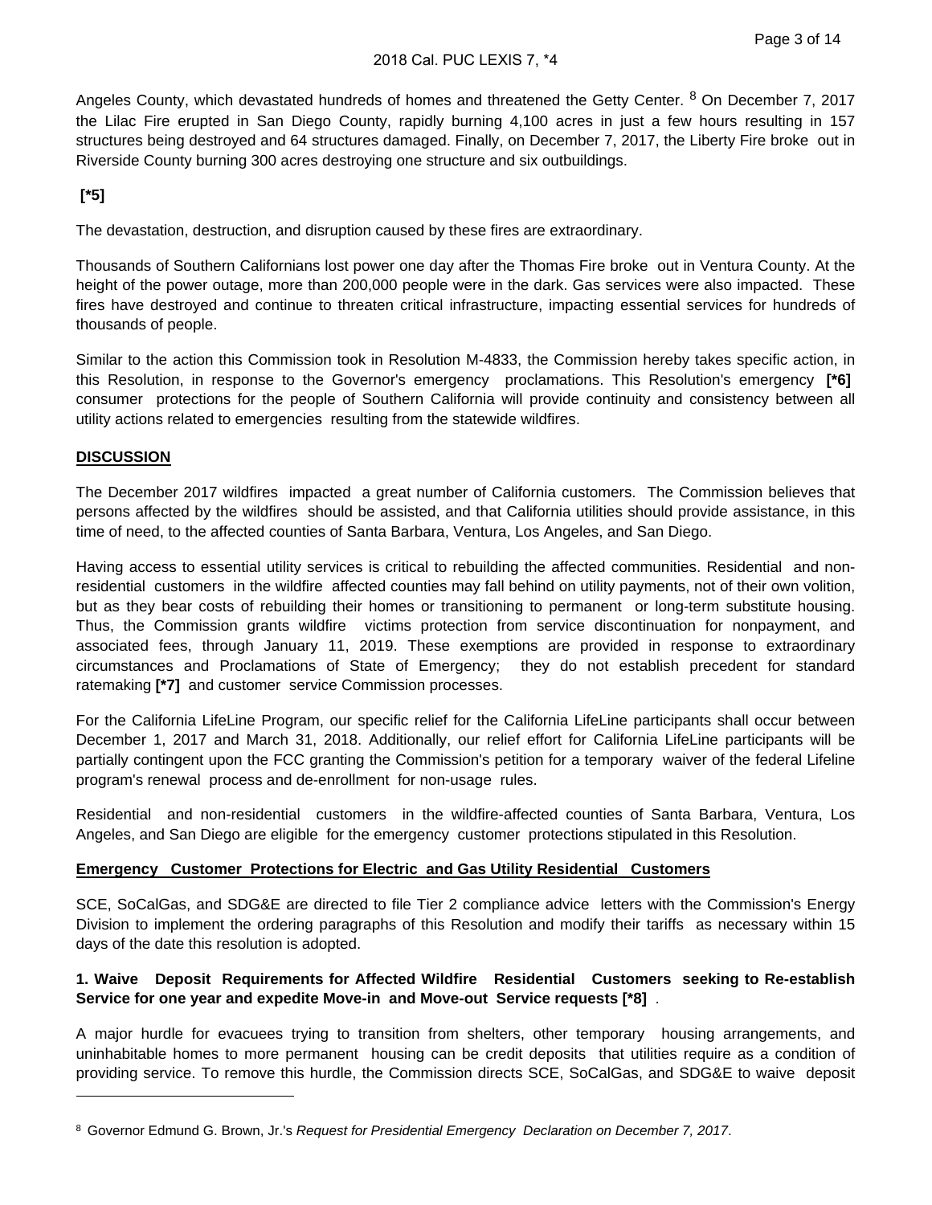Angeles County, which devastated hundreds of homes and threatened the Getty Center. [8] On December 7, 2017 the Lilac Fire erupted in San Diego County, rapidly burning 4,100 acres in just a few hours resulting in 157 structures being destroyed and 64 structures damaged. Finally, on December 7, 2017, the Liberty Fire broke out in Riverside County burning 300 acres destroying one structure and six outbuildings.

**[*5]**

The devastation, destruction, and disruption caused by these fires are extraordinary.

Thousands of Southern Californians lost power one day after the Thomas Fire broke out in Ventura County. At the height of the power outage, more than 200,000 people were in the dark. Gas services were also impacted. These fires have destroyed and continue to threaten critical infrastructure, impacting essential services for hundreds of thousands of people.

Similar to the action this Commission took in Resolution M-4833, the Commission hereby takes specific action, in this Resolution, in response to the Governor's emergency proclamations. This Resolution's emergency **[*6]** consumer protections for the people of Southern California will provide continuity and consistency between all utility actions related to emergencies resulting from the statewide wildfires.

## DISCUSSION

The December 2017 wildfires impacted a great number of California customers. The Commission believes that persons affected by the wildfires should be assisted, and that California utilities should provide assistance, in this time of need, to the affected counties of Santa Barbara, Ventura, Los Angeles, and San Diego.

Having access to essential utility services is critical to rebuilding the affected communities. Residential and non-residential customers in the wildfire affected counties may fall behind on utility payments, not of their own volition, but as they bear costs of rebuilding their homes or transitioning to permanent or long-term substitute housing. Thus, the Commission grants wildfire victims protection from service discontinuation for nonpayment, and associated fees, through January 11, 2019. These exemptions are provided in response to extraordinary circumstances and Proclamations of State of Emergency; they do not establish precedent for standard ratemaking **[*7]** and customer service Commission processes.

For the California LifeLine Program, our specific relief for the California LifeLine participants shall occur between December 1, 2017 and March 31, 2018. Additionally, our relief effort for California LifeLine participants will be partially contingent upon the FCC granting the Commission's petition for a temporary waiver of the federal Lifeline program's renewal process and de-enrollment for non-usage rules.

Residential and non-residential customers in the wildfire-affected counties of Santa Barbara, Ventura, Los Angeles, and San Diego are eligible for the emergency customer protections stipulated in this Resolution.

### Emergency Customer Protections for Electric and Gas Utility Residential Customers

SCE, SoCalGas, and SDG&E are directed to file Tier 2 compliance advice letters with the Commission's Energy Division to implement the ordering paragraphs of this Resolution and modify their tariffs as necessary within 15 days of the date this resolution is adopted.

#### 1. Waive Deposit Requirements for Affected Wildfire Residential Customers seeking to Re-establish Service for one year and expedite Move-in and Move-out Service requests [*8] .

A major hurdle for evacuees trying to transition from shelters, other temporary housing arrangements, and uninhabitable homes to more permanent housing can be credit deposits that utilities require as a condition of providing service. To remove this hurdle, the Commission directs SCE, SoCalGas, and SDG&E to waive deposit

---

[8] Governor Edmund G. Brown, Jr.'s *Request for Presidential Emergency Declaration on December 7, 2017*.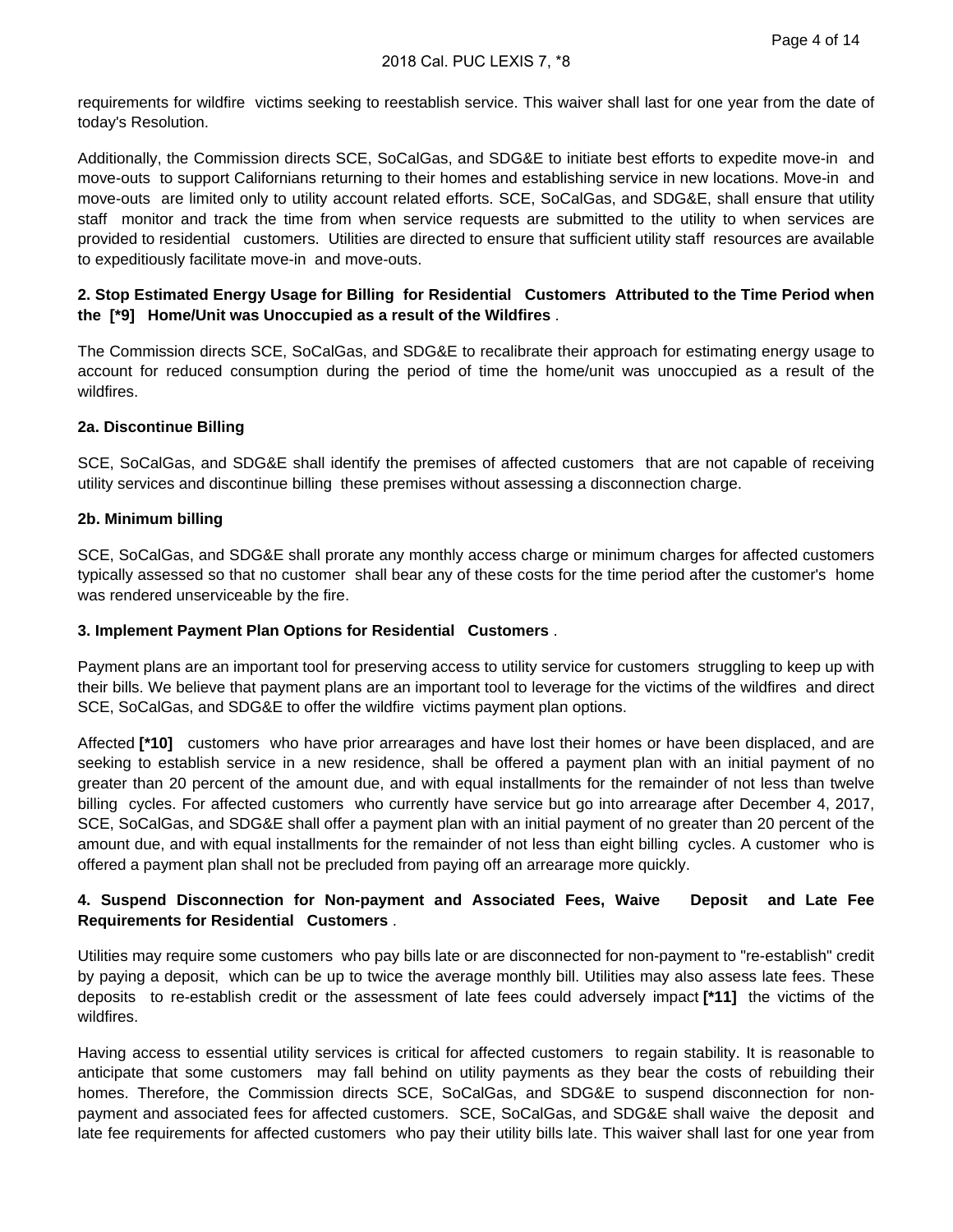requirements for wildfire victims seeking to reestablish service. This waiver shall last for one year from the date of today's Resolution.

Additionally, the Commission directs SCE, SoCalGas, and SDG&E to initiate best efforts to expedite move-in and move-outs to support Californians returning to their homes and establishing service in new locations. Move-in and move-outs are limited only to utility account related efforts. SCE, SoCalGas, and SDG&E, shall ensure that utility staff monitor and track the time from when service requests are submitted to the utility to when services are provided to residential customers. Utilities are directed to ensure that sufficient utility staff resources are available to expeditiously facilitate move-in and move-outs.

**2. Stop Estimated Energy Usage for Billing for Residential Customers Attributed to the Time Period when the [*9] Home/Unit was Unoccupied as a result of the Wildfires** .

The Commission directs SCE, SoCalGas, and SDG&E to recalibrate their approach for estimating energy usage to account for reduced consumption during the period of time the home/unit was unoccupied as a result of the wildfires.

**2a. Discontinue Billing**

SCE, SoCalGas, and SDG&E shall identify the premises of affected customers that are not capable of receiving utility services and discontinue billing these premises without assessing a disconnection charge.

**2b. Minimum billing**

SCE, SoCalGas, and SDG&E shall prorate any monthly access charge or minimum charges for affected customers typically assessed so that no customer shall bear any of these costs for the time period after the customer's home was rendered unserviceable by the fire.

**3. Implement Payment Plan Options for Residential Customers** .

Payment plans are an important tool for preserving access to utility service for customers struggling to keep up with their bills. We believe that payment plans are an important tool to leverage for the victims of the wildfires and direct SCE, SoCalGas, and SDG&E to offer the wildfire victims payment plan options.

Affected **[*10]** customers who have prior arrearages and have lost their homes or have been displaced, and are seeking to establish service in a new residence, shall be offered a payment plan with an initial payment of no greater than 20 percent of the amount due, and with equal installments for the remainder of not less than twelve billing cycles. For affected customers who currently have service but go into arrearage after December 4, 2017, SCE, SoCalGas, and SDG&E shall offer a payment plan with an initial payment of no greater than 20 percent of the amount due, and with equal installments for the remainder of not less than eight billing cycles. A customer who is offered a payment plan shall not be precluded from paying off an arrearage more quickly.

**4. Suspend Disconnection for Non-payment and Associated Fees, Waive Deposit and Late Fee Requirements for Residential Customers** .

Utilities may require some customers who pay bills late or are disconnected for non-payment to "re-establish" credit by paying a deposit, which can be up to twice the average monthly bill. Utilities may also assess late fees. These deposits to re-establish credit or the assessment of late fees could adversely impact **[*11]** the victims of the wildfires.

Having access to essential utility services is critical for affected customers to regain stability. It is reasonable to anticipate that some customers may fall behind on utility payments as they bear the costs of rebuilding their homes. Therefore, the Commission directs SCE, SoCalGas, and SDG&E to suspend disconnection for non-payment and associated fees for affected customers. SCE, SoCalGas, and SDG&E shall waive the deposit and late fee requirements for affected customers who pay their utility bills late. This waiver shall last for one year from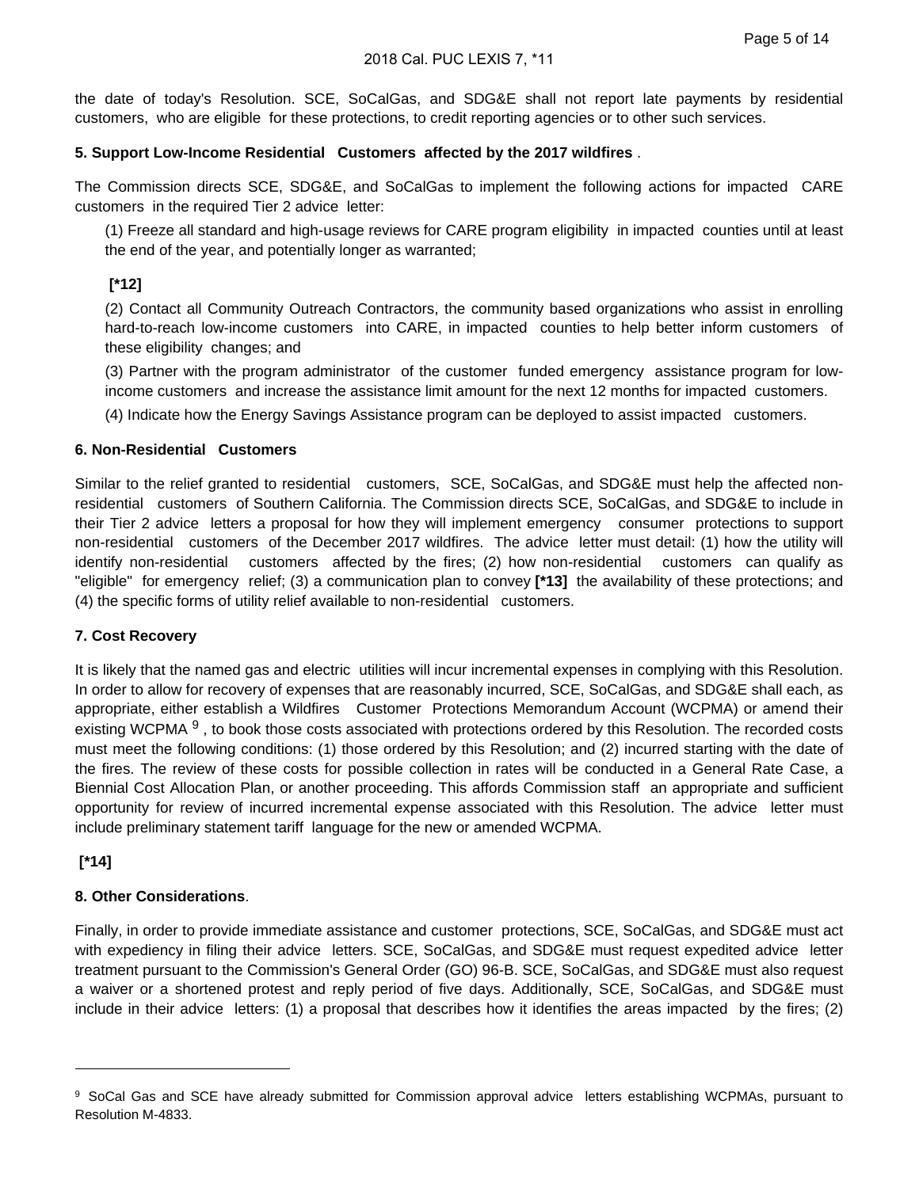the date of today's Resolution. SCE, SoCalGas, and SDG&E shall not report late payments by residential customers, who are eligible for these protections, to credit reporting agencies or to other such services.

**5. Support Low-Income Residential Customers affected by the 2017 wildfires** .

The Commission directs SCE, SDG&E, and SoCalGas to implement the following actions for impacted CARE customers in the required Tier 2 advice letter:

(1) Freeze all standard and high-usage reviews for CARE program eligibility in impacted counties until at least the end of the year, and potentially longer as warranted;

**[*12]**

(2) Contact all Community Outreach Contractors, the community based organizations who assist in enrolling hard-to-reach low-income customers into CARE, in impacted counties to help better inform customers of these eligibility changes; and

(3) Partner with the program administrator of the customer funded emergency assistance program for low-income customers and increase the assistance limit amount for the next 12 months for impacted customers.

(4) Indicate how the Energy Savings Assistance program can be deployed to assist impacted customers.

**6. Non-Residential Customers**

Similar to the relief granted to residential customers, SCE, SoCalGas, and SDG&E must help the affected non-residential customers of Southern California. The Commission directs SCE, SoCalGas, and SDG&E to include in their Tier 2 advice letters a proposal for how they will implement emergency consumer protections to support non-residential customers of the December 2017 wildfires. The advice letter must detail: (1) how the utility will identify non-residential customers affected by the fires; (2) how non-residential customers can qualify as "eligible" for emergency relief; (3) a communication plan to convey **[*13]** the availability of these protections; and (4) the specific forms of utility relief available to non-residential customers.

**7. Cost Recovery**

It is likely that the named gas and electric utilities will incur incremental expenses in complying with this Resolution. In order to allow for recovery of expenses that are reasonably incurred, SCE, SoCalGas, and SDG&E shall each, as appropriate, either establish a Wildfires Customer Protections Memorandum Account (WCPMA) or amend their existing WCPMA [9] , to book those costs associated with protections ordered by this Resolution. The recorded costs must meet the following conditions: (1) those ordered by this Resolution; and (2) incurred starting with the date of the fires. The review of these costs for possible collection in rates will be conducted in a General Rate Case, a Biennial Cost Allocation Plan, or another proceeding. This affords Commission staff an appropriate and sufficient opportunity for review of incurred incremental expense associated with this Resolution. The advice letter must include preliminary statement tariff language for the new or amended WCPMA.

**[*14]**

**8. Other Considerations**.

Finally, in order to provide immediate assistance and customer protections, SCE, SoCalGas, and SDG&E must act with expediency in filing their advice letters. SCE, SoCalGas, and SDG&E must request expedited advice letter treatment pursuant to the Commission's General Order (GO) 96-B. SCE, SoCalGas, and SDG&E must also request a waiver or a shortened protest and reply period of five days. Additionally, SCE, SoCalGas, and SDG&E must include in their advice letters: (1) a proposal that describes how it identifies the areas impacted by the fires; (2)

---

[9] SoCal Gas and SCE have already submitted for Commission approval advice letters establishing WCPMAs, pursuant to Resolution M-4833.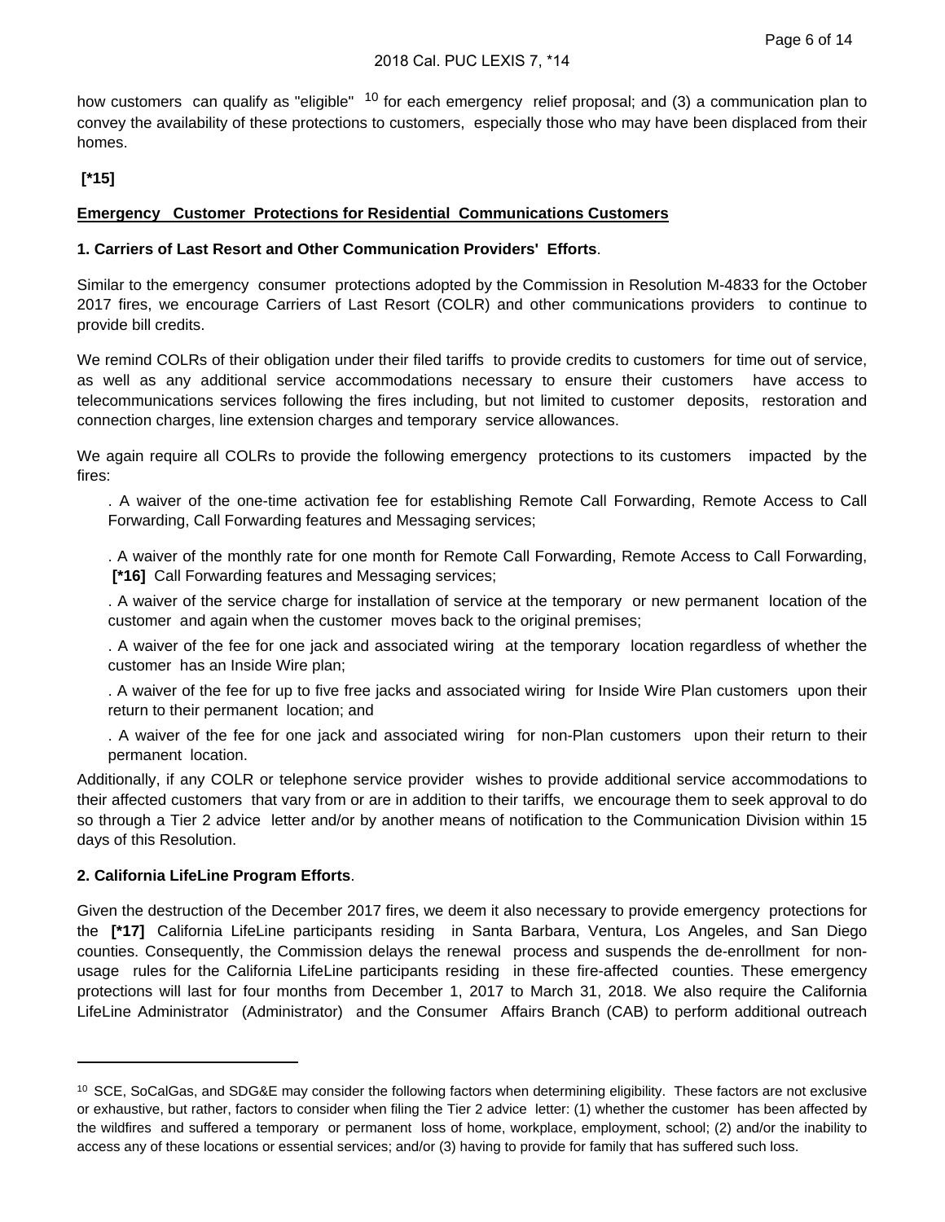how customers can qualify as "eligible" [10] for each emergency relief proposal; and (3) a communication plan to convey the availability of these protections to customers, especially those who may have been displaced from their homes.

**[*15]**

**<u>Emergency Customer Protections for Residential Communications Customers</u>**

**1. Carriers of Last Resort and Other Communication Providers' Efforts**.

Similar to the emergency consumer protections adopted by the Commission in Resolution M-4833 for the October 2017 fires, we encourage Carriers of Last Resort (COLR) and other communications providers to continue to provide bill credits.

We remind COLRs of their obligation under their filed tariffs to provide credits to customers for time out of service, as well as any additional service accommodations necessary to ensure their customers have access to telecommunications services following the fires including, but not limited to customer deposits, restoration and connection charges, line extension charges and temporary service allowances.

We again require all COLRs to provide the following emergency protections to its customers impacted by the fires:

. A waiver of the one-time activation fee for establishing Remote Call Forwarding, Remote Access to Call Forwarding, Call Forwarding features and Messaging services;

. A waiver of the monthly rate for one month for Remote Call Forwarding, Remote Access to Call Forwarding, **[*16]** Call Forwarding features and Messaging services;

. A waiver of the service charge for installation of service at the temporary or new permanent location of the customer and again when the customer moves back to the original premises;

. A waiver of the fee for one jack and associated wiring at the temporary location regardless of whether the customer has an Inside Wire plan;

. A waiver of the fee for up to five free jacks and associated wiring for Inside Wire Plan customers upon their return to their permanent location; and

. A waiver of the fee for one jack and associated wiring for non-Plan customers upon their return to their permanent location.

Additionally, if any COLR or telephone service provider wishes to provide additional service accommodations to their affected customers that vary from or are in addition to their tariffs, we encourage them to seek approval to do so through a Tier 2 advice letter and/or by another means of notification to the Communication Division within 15 days of this Resolution.

**2. California LifeLine Program Efforts**.

Given the destruction of the December 2017 fires, we deem it also necessary to provide emergency protections for the **[*17]** California LifeLine participants residing in Santa Barbara, Ventura, Los Angeles, and San Diego counties. Consequently, the Commission delays the renewal process and suspends the de-enrollment for non-usage rules for the California LifeLine participants residing in these fire-affected counties. These emergency protections will last for four months from December 1, 2017 to March 31, 2018. We also require the California LifeLine Administrator (Administrator) and the Consumer Affairs Branch (CAB) to perform additional outreach

---

[10] SCE, SoCalGas, and SDG&E may consider the following factors when determining eligibility. These factors are not exclusive or exhaustive, but rather, factors to consider when filing the Tier 2 advice letter: (1) whether the customer has been affected by the wildfires and suffered a temporary or permanent loss of home, workplace, employment, school; (2) and/or the inability to access any of these locations or essential services; and/or (3) having to provide for family that has suffered such loss.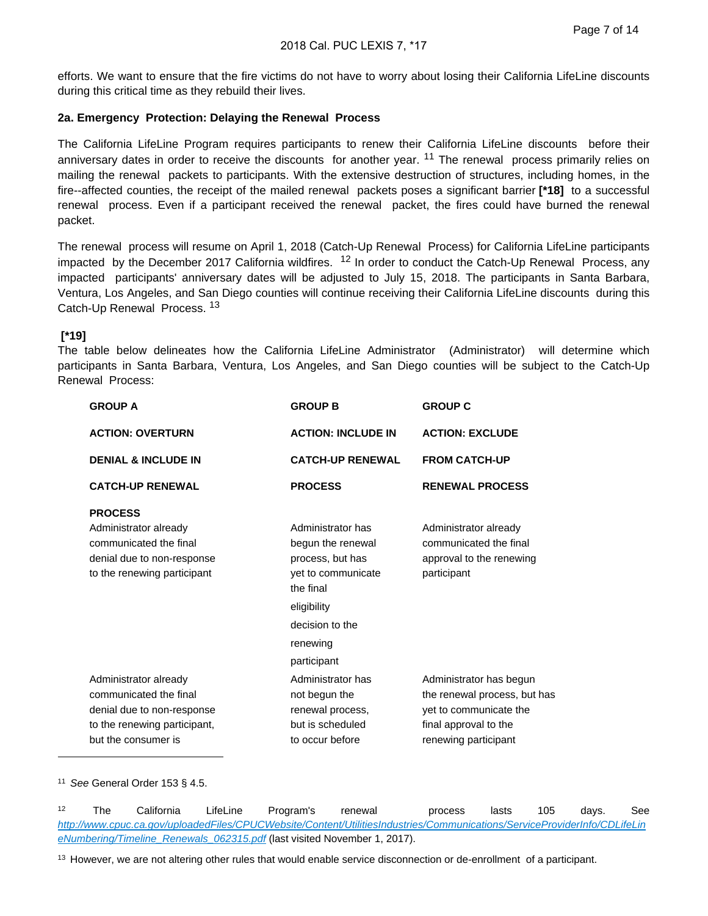efforts. We want to ensure that the fire victims do not have to worry about losing their California LifeLine discounts during this critical time as they rebuild their lives.

**2a. Emergency Protection: Delaying the Renewal Process**

The California LifeLine Program requires participants to renew their California LifeLine discounts before their anniversary dates in order to receive the discounts for another year. [11] The renewal process primarily relies on mailing the renewal packets to participants. With the extensive destruction of structures, including homes, in the fire--affected counties, the receipt of the mailed renewal packets poses a significant barrier **[*18]** to a successful renewal process. Even if a participant received the renewal packet, the fires could have burned the renewal packet.

The renewal process will resume on April 1, 2018 (Catch-Up Renewal Process) for California LifeLine participants impacted by the December 2017 California wildfires. [12] In order to conduct the Catch-Up Renewal Process, any impacted participants' anniversary dates will be adjusted to July 15, 2018. The participants in Santa Barbara, Ventura, Los Angeles, and San Diego counties will continue receiving their California LifeLine discounts during this Catch-Up Renewal Process. [13]

**[*19]**

The table below delineates how the California LifeLine Administrator (Administrator) will determine which participants in Santa Barbara, Ventura, Los Angeles, and San Diego counties will be subject to the Catch-Up Renewal Process:

| GROUP A | GROUP B | GROUP C |
|---|---|---|
| **ACTION: OVERTURN DENIAL & INCLUDE IN CATCH-UP RENEWAL PROCESS** | **ACTION: INCLUDE IN CATCH-UP RENEWAL PROCESS** | **ACTION: EXCLUDE FROM CATCH-UP RENEWAL PROCESS** |
| Administrator already communicated the final denial due to non-response to the renewing participant | Administrator has begun the renewal process, but has yet to communicate the final eligibility decision to the renewing participant | Administrator already communicated the final approval to the renewing participant |
| Administrator already communicated the final denial due to non-response to the renewing participant, but the consumer is | Administrator has not begun the renewal process, but is scheduled to occur before | Administrator has begun the renewal process, but has yet to communicate the final approval to the renewing participant |

---

[11] *See* General Order 153 § 4.5.

[12] The California LifeLine Program's renewal process lasts 105 days. See *http://www.cpuc.ca.gov/uploadedFiles/CPUCWebsite/Content/UtilitiesIndustries/Communications/ServiceProviderInfo/CDLifeLineNumbering/Timeline_Renewals_062315.pdf* (last visited November 1, 2017).

[13] However, we are not altering other rules that would enable service disconnection or de-enrollment of a participant.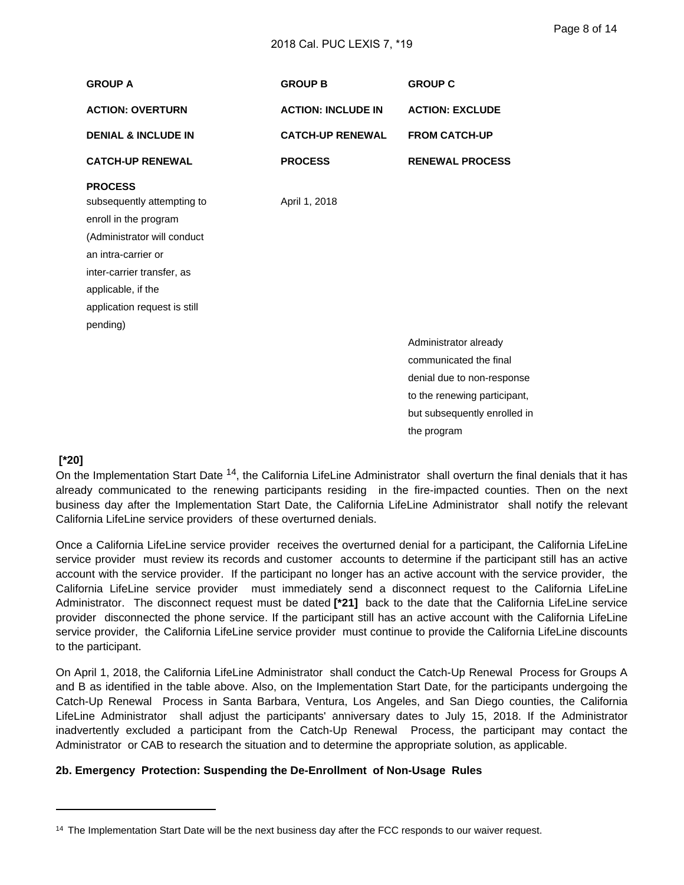| GROUP A | GROUP B | GROUP C |
| --- | --- | --- |
| ACTION: OVERTURN DENIAL & INCLUDE IN CATCH-UP RENEWAL PROCESS | ACTION: INCLUDE IN CATCH-UP RENEWAL PROCESS | ACTION: EXCLUDE FROM CATCH-UP RENEWAL PROCESS |
| subsequently attempting to enroll in the program (Administrator will conduct an intra-carrier or inter-carrier transfer, as applicable, if the application request is still pending) | April 1, 2018 | |
| | | Administrator already communicated the final denial due to non-response to the renewing participant, but subsequently enrolled in the program |

**[*20]**
On the Implementation Start Date [14], the California LifeLine Administrator shall overturn the final denials that it has already communicated to the renewing participants residing in the fire-impacted counties. Then on the next business day after the Implementation Start Date, the California LifeLine Administrator shall notify the relevant California LifeLine service providers of these overturned denials.

Once a California LifeLine service provider receives the overturned denial for a participant, the California LifeLine service provider must review its records and customer accounts to determine if the participant still has an active account with the service provider. If the participant no longer has an active account with the service provider, the California LifeLine service provider must immediately send a disconnect request to the California LifeLine Administrator. The disconnect request must be dated **[*21]** back to the date that the California LifeLine service provider disconnected the phone service. If the participant still has an active account with the California LifeLine service provider, the California LifeLine service provider must continue to provide the California LifeLine discounts to the participant.

On April 1, 2018, the California LifeLine Administrator shall conduct the Catch-Up Renewal Process for Groups A and B as identified in the table above. Also, on the Implementation Start Date, for the participants undergoing the Catch-Up Renewal Process in Santa Barbara, Ventura, Los Angeles, and San Diego counties, the California LifeLine Administrator shall adjust the participants' anniversary dates to July 15, 2018. If the Administrator inadvertently excluded a participant from the Catch-Up Renewal Process, the participant may contact the Administrator or CAB to research the situation and to determine the appropriate solution, as applicable.

**2b. Emergency Protection: Suspending the De-Enrollment of Non-Usage Rules**

---

[14] The Implementation Start Date will be the next business day after the FCC responds to our waiver request.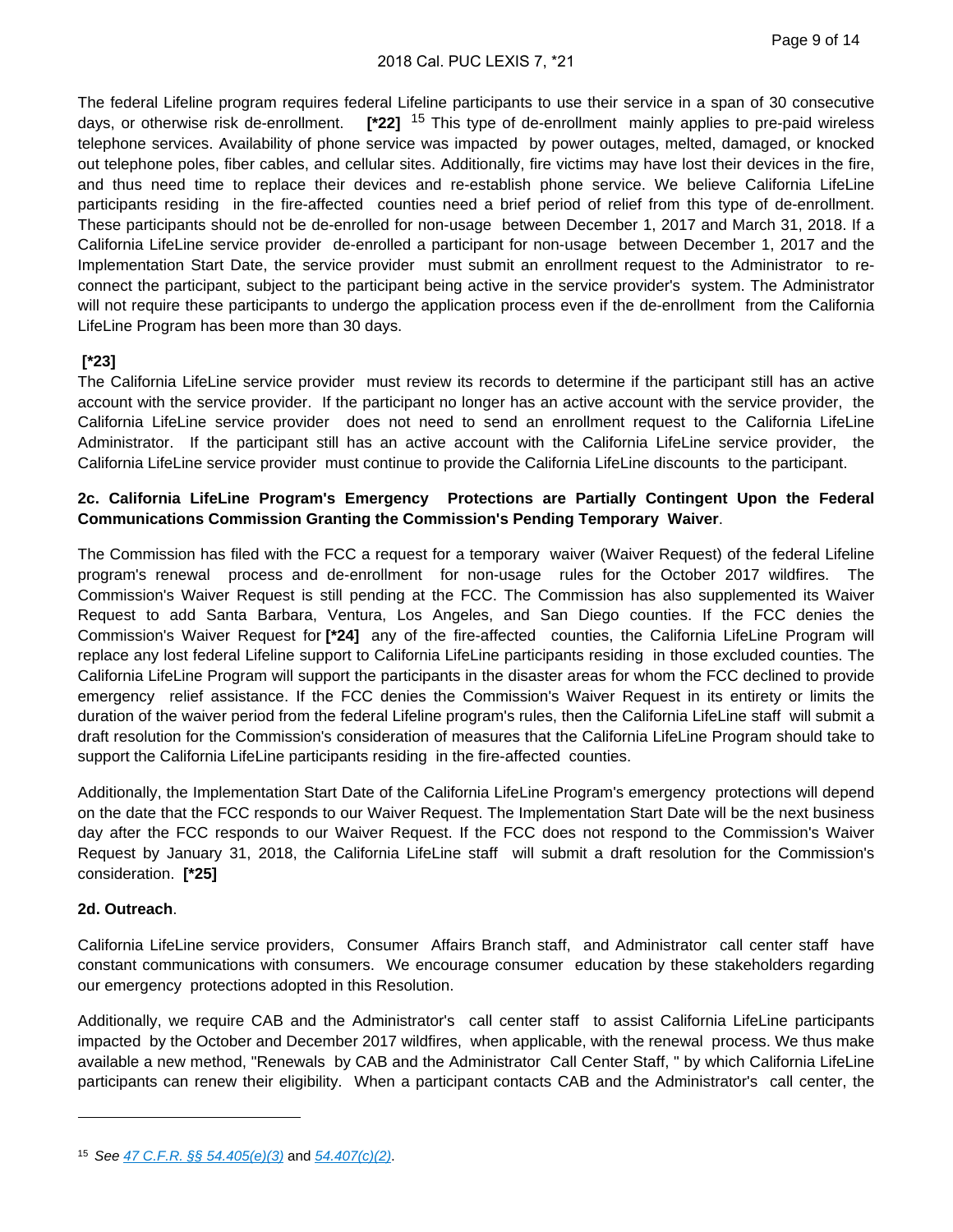The federal Lifeline program requires federal Lifeline participants to use their service in a span of 30 consecutive days, or otherwise risk de-enrollment. **[*22]** [15] This type of de-enrollment mainly applies to pre-paid wireless telephone services. Availability of phone service was impacted by power outages, melted, damaged, or knocked out telephone poles, fiber cables, and cellular sites. Additionally, fire victims may have lost their devices in the fire, and thus need time to replace their devices and re-establish phone service. We believe California LifeLine participants residing in the fire-affected counties need a brief period of relief from this type of de-enrollment. These participants should not be de-enrolled for non-usage between December 1, 2017 and March 31, 2018. If a California LifeLine service provider de-enrolled a participant for non-usage between December 1, 2017 and the Implementation Start Date, the service provider must submit an enrollment request to the Administrator to re-connect the participant, subject to the participant being active in the service provider's system. The Administrator will not require these participants to undergo the application process even if the de-enrollment from the California LifeLine Program has been more than 30 days.

**[*23]**

The California LifeLine service provider must review its records to determine if the participant still has an active account with the service provider. If the participant no longer has an active account with the service provider, the California LifeLine service provider does not need to send an enrollment request to the California LifeLine Administrator. If the participant still has an active account with the California LifeLine service provider, the California LifeLine service provider must continue to provide the California LifeLine discounts to the participant.

**2c. California LifeLine Program's Emergency Protections are Partially Contingent Upon the Federal Communications Commission Granting the Commission's Pending Temporary Waiver**.

The Commission has filed with the FCC a request for a temporary waiver (Waiver Request) of the federal Lifeline program's renewal process and de-enrollment for non-usage rules for the October 2017 wildfires. The Commission's Waiver Request is still pending at the FCC. The Commission has also supplemented its Waiver Request to add Santa Barbara, Ventura, Los Angeles, and San Diego counties. If the FCC denies the Commission's Waiver Request for **[*24]** any of the fire-affected counties, the California LifeLine Program will replace any lost federal Lifeline support to California LifeLine participants residing in those excluded counties. The California LifeLine Program will support the participants in the disaster areas for whom the FCC declined to provide emergency relief assistance. If the FCC denies the Commission's Waiver Request in its entirety or limits the duration of the waiver period from the federal Lifeline program's rules, then the California LifeLine staff will submit a draft resolution for the Commission's consideration of measures that the California LifeLine Program should take to support the California LifeLine participants residing in the fire-affected counties.

Additionally, the Implementation Start Date of the California LifeLine Program's emergency protections will depend on the date that the FCC responds to our Waiver Request. The Implementation Start Date will be the next business day after the FCC responds to our Waiver Request. If the FCC does not respond to the Commission's Waiver Request by January 31, 2018, the California LifeLine staff will submit a draft resolution for the Commission's consideration. **[*25]**

**2d. Outreach**.

California LifeLine service providers, Consumer Affairs Branch staff, and Administrator call center staff have constant communications with consumers. We encourage consumer education by these stakeholders regarding our emergency protections adopted in this Resolution.

Additionally, we require CAB and the Administrator's call center staff to assist California LifeLine participants impacted by the October and December 2017 wildfires, when applicable, with the renewal process. We thus make available a new method, "Renewals by CAB and the Administrator Call Center Staff, " by which California LifeLine participants can renew their eligibility. When a participant contacts CAB and the Administrator's call center, the

---

[15] *See 47 C.F.R. §§ 54.405(e)(3)* and *54.407(c)(2)*.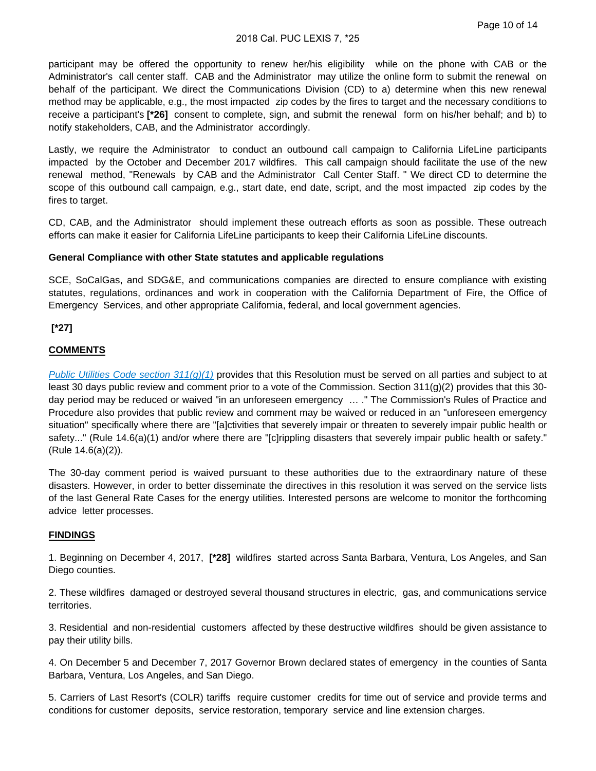participant may be offered the opportunity to renew her/his eligibility while on the phone with CAB or the Administrator's call center staff. CAB and the Administrator may utilize the online form to submit the renewal on behalf of the participant. We direct the Communications Division (CD) to a) determine when this new renewal method may be applicable, e.g., the most impacted zip codes by the fires to target and the necessary conditions to receive a participant's **[*26]** consent to complete, sign, and submit the renewal form on his/her behalf; and b) to notify stakeholders, CAB, and the Administrator accordingly.

Lastly, we require the Administrator to conduct an outbound call campaign to California LifeLine participants impacted by the October and December 2017 wildfires. This call campaign should facilitate the use of the new renewal method, "Renewals by CAB and the Administrator Call Center Staff. " We direct CD to determine the scope of this outbound call campaign, e.g., start date, end date, script, and the most impacted zip codes by the fires to target.

CD, CAB, and the Administrator should implement these outreach efforts as soon as possible. These outreach efforts can make it easier for California LifeLine participants to keep their California LifeLine discounts.

**General Compliance with other State statutes and applicable regulations**

SCE, SoCalGas, and SDG&E, and communications companies are directed to ensure compliance with existing statutes, regulations, ordinances and work in cooperation with the California Department of Fire, the Office of Emergency Services, and other appropriate California, federal, and local government agencies.

**[*27]**

**COMMENTS**

*Public Utilities Code section 311(g)(1)* provides that this Resolution must be served on all parties and subject to at least 30 days public review and comment prior to a vote of the Commission. Section 311(g)(2) provides that this 30-day period may be reduced or waived "in an unforeseen emergency ... ." The Commission's Rules of Practice and Procedure also provides that public review and comment may be waived or reduced in an "unforeseen emergency situation" specifically where there are "[a]ctivities that severely impair or threaten to severely impair public health or safety..." (Rule 14.6(a)(1) and/or where there are "[c]rippling disasters that severely impair public health or safety." (Rule 14.6(a)(2)).

The 30-day comment period is waived pursuant to these authorities due to the extraordinary nature of these disasters. However, in order to better disseminate the directives in this resolution it was served on the service lists of the last General Rate Cases for the energy utilities. Interested persons are welcome to monitor the forthcoming advice letter processes.

**FINDINGS**

1. Beginning on December 4, 2017, **[*28]** wildfires started across Santa Barbara, Ventura, Los Angeles, and San Diego counties.

2. These wildfires damaged or destroyed several thousand structures in electric, gas, and communications service territories.

3. Residential and non-residential customers affected by these destructive wildfires should be given assistance to pay their utility bills.

4. On December 5 and December 7, 2017 Governor Brown declared states of emergency in the counties of Santa Barbara, Ventura, Los Angeles, and San Diego.

5. Carriers of Last Resort's (COLR) tariffs require customer credits for time out of service and provide terms and conditions for customer deposits, service restoration, temporary service and line extension charges.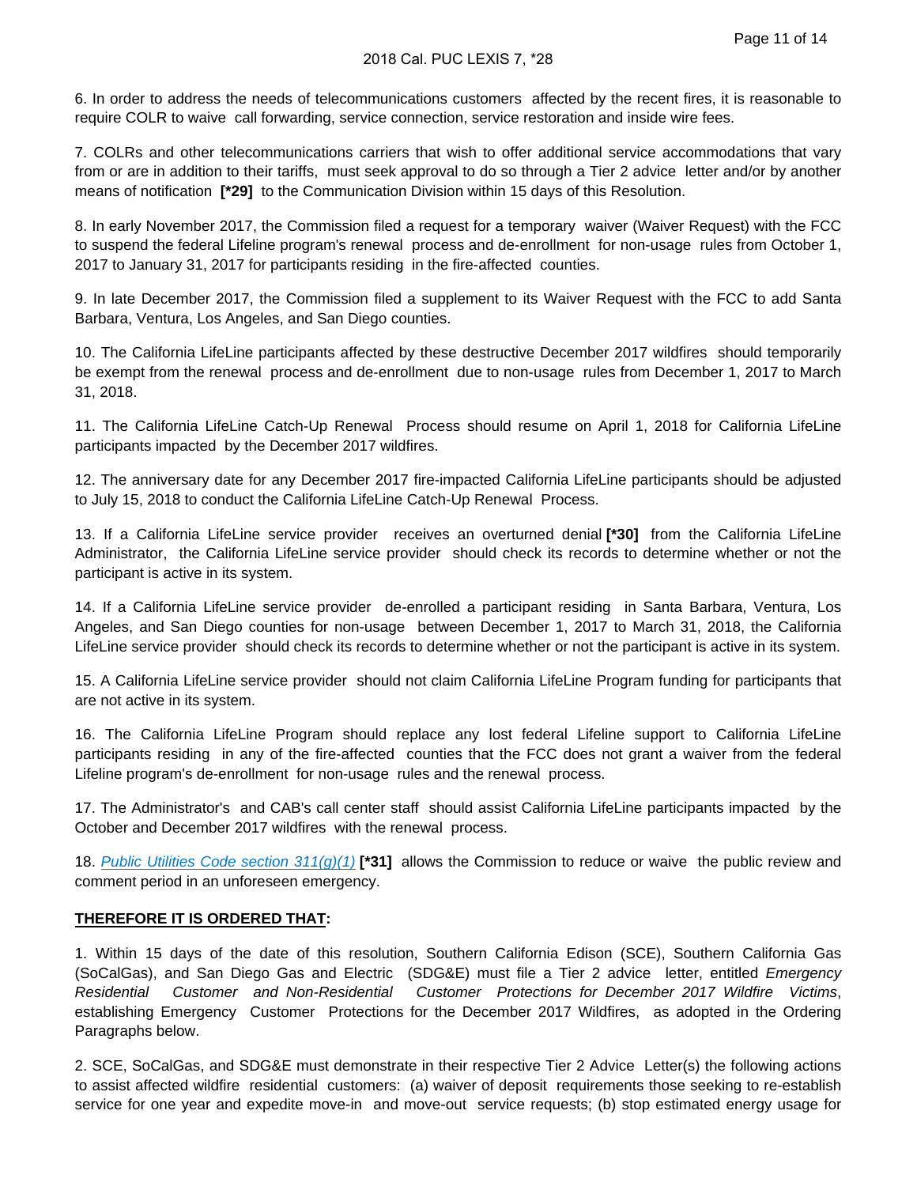6. In order to address the needs of telecommunications customers affected by the recent fires, it is reasonable to require COLR to waive call forwarding, service connection, service restoration and inside wire fees.

7. COLRs and other telecommunications carriers that wish to offer additional service accommodations that vary from or are in addition to their tariffs, must seek approval to do so through a Tier 2 advice letter and/or by another means of notification **[*29]** to the Communication Division within 15 days of this Resolution.

8. In early November 2017, the Commission filed a request for a temporary waiver (Waiver Request) with the FCC to suspend the federal Lifeline program's renewal process and de-enrollment for non-usage rules from October 1, 2017 to January 31, 2017 for participants residing in the fire-affected counties.

9. In late December 2017, the Commission filed a supplement to its Waiver Request with the FCC to add Santa Barbara, Ventura, Los Angeles, and San Diego counties.

10. The California LifeLine participants affected by these destructive December 2017 wildfires should temporarily be exempt from the renewal process and de-enrollment due to non-usage rules from December 1, 2017 to March 31, 2018.

11. The California LifeLine Catch-Up Renewal Process should resume on April 1, 2018 for California LifeLine participants impacted by the December 2017 wildfires.

12. The anniversary date for any December 2017 fire-impacted California LifeLine participants should be adjusted to July 15, 2018 to conduct the California LifeLine Catch-Up Renewal Process.

13. If a California LifeLine service provider receives an overturned denial **[*30]** from the California LifeLine Administrator, the California LifeLine service provider should check its records to determine whether or not the participant is active in its system.

14. If a California LifeLine service provider de-enrolled a participant residing in Santa Barbara, Ventura, Los Angeles, and San Diego counties for non-usage between December 1, 2017 to March 31, 2018, the California LifeLine service provider should check its records to determine whether or not the participant is active in its system.

15. A California LifeLine service provider should not claim California LifeLine Program funding for participants that are not active in its system.

16. The California LifeLine Program should replace any lost federal Lifeline support to California LifeLine participants residing in any of the fire-affected counties that the FCC does not grant a waiver from the federal Lifeline program's de-enrollment for non-usage rules and the renewal process.

17. The Administrator's and CAB's call center staff should assist California LifeLine participants impacted by the October and December 2017 wildfires with the renewal process.

18. Public Utilities Code section 311(g)(1) **[*31]** allows the Commission to reduce or waive the public review and comment period in an unforeseen emergency.

**THEREFORE IT IS ORDERED THAT:**

1. Within 15 days of the date of this resolution, Southern California Edison (SCE), Southern California Gas (SoCalGas), and San Diego Gas and Electric (SDG&E) must file a Tier 2 advice letter, entitled *Emergency Residential Customer and Non-Residential Customer Protections for December 2017 Wildfire Victims*, establishing Emergency Customer Protections for the December 2017 Wildfires, as adopted in the Ordering Paragraphs below.

2. SCE, SoCalGas, and SDG&E must demonstrate in their respective Tier 2 Advice Letter(s) the following actions to assist affected wildfire residential customers: (a) waiver of deposit requirements those seeking to re-establish service for one year and expedite move-in and move-out service requests; (b) stop estimated energy usage for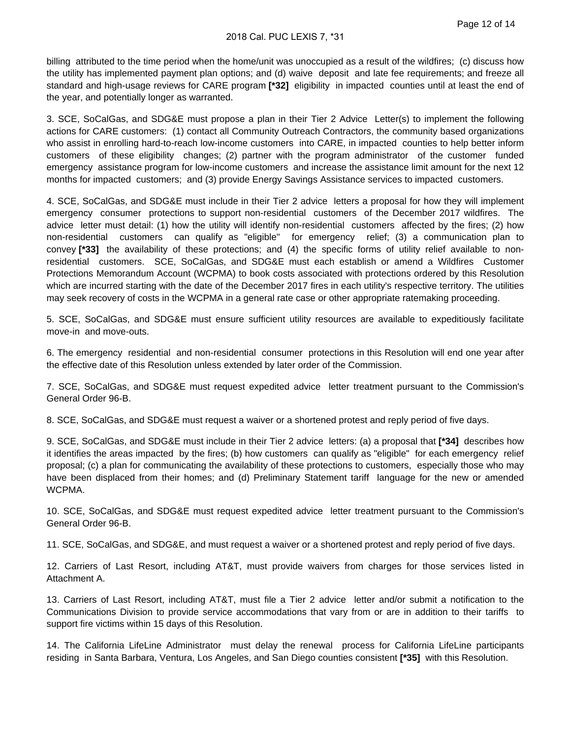billing attributed to the time period when the home/unit was unoccupied as a result of the wildfires; (c) discuss how the utility has implemented payment plan options; and (d) waive deposit and late fee requirements; and freeze all standard and high-usage reviews for CARE program **[*32]** eligibility in impacted counties until at least the end of the year, and potentially longer as warranted.

3. SCE, SoCalGas, and SDG&E must propose a plan in their Tier 2 Advice Letter(s) to implement the following actions for CARE customers: (1) contact all Community Outreach Contractors, the community based organizations who assist in enrolling hard-to-reach low-income customers into CARE, in impacted counties to help better inform customers of these eligibility changes; (2) partner with the program administrator of the customer funded emergency assistance program for low-income customers and increase the assistance limit amount for the next 12 months for impacted customers; and (3) provide Energy Savings Assistance services to impacted customers.

4. SCE, SoCalGas, and SDG&E must include in their Tier 2 advice letters a proposal for how they will implement emergency consumer protections to support non-residential customers of the December 2017 wildfires. The advice letter must detail: (1) how the utility will identify non-residential customers affected by the fires; (2) how non-residential customers can qualify as "eligible" for emergency relief; (3) a communication plan to convey **[*33]** the availability of these protections; and (4) the specific forms of utility relief available to non-residential customers. SCE, SoCalGas, and SDG&E must each establish or amend a Wildfires Customer Protections Memorandum Account (WCPMA) to book costs associated with protections ordered by this Resolution which are incurred starting with the date of the December 2017 fires in each utility's respective territory. The utilities may seek recovery of costs in the WCPMA in a general rate case or other appropriate ratemaking proceeding.

5. SCE, SoCalGas, and SDG&E must ensure sufficient utility resources are available to expeditiously facilitate move-in and move-outs.

6. The emergency residential and non-residential consumer protections in this Resolution will end one year after the effective date of this Resolution unless extended by later order of the Commission.

7. SCE, SoCalGas, and SDG&E must request expedited advice letter treatment pursuant to the Commission's General Order 96-B.

8. SCE, SoCalGas, and SDG&E must request a waiver or a shortened protest and reply period of five days.

9. SCE, SoCalGas, and SDG&E must include in their Tier 2 advice letters: (a) a proposal that **[*34]** describes how it identifies the areas impacted by the fires; (b) how customers can qualify as "eligible" for each emergency relief proposal; (c) a plan for communicating the availability of these protections to customers, especially those who may have been displaced from their homes; and (d) Preliminary Statement tariff language for the new or amended WCPMA.

10. SCE, SoCalGas, and SDG&E must request expedited advice letter treatment pursuant to the Commission's General Order 96-B.

11. SCE, SoCalGas, and SDG&E, and must request a waiver or a shortened protest and reply period of five days.

12. Carriers of Last Resort, including AT&T, must provide waivers from charges for those services listed in Attachment A.

13. Carriers of Last Resort, including AT&T, must file a Tier 2 advice letter and/or submit a notification to the Communications Division to provide service accommodations that vary from or are in addition to their tariffs to support fire victims within 15 days of this Resolution.

14. The California LifeLine Administrator must delay the renewal process for California LifeLine participants residing in Santa Barbara, Ventura, Los Angeles, and San Diego counties consistent **[*35]** with this Resolution.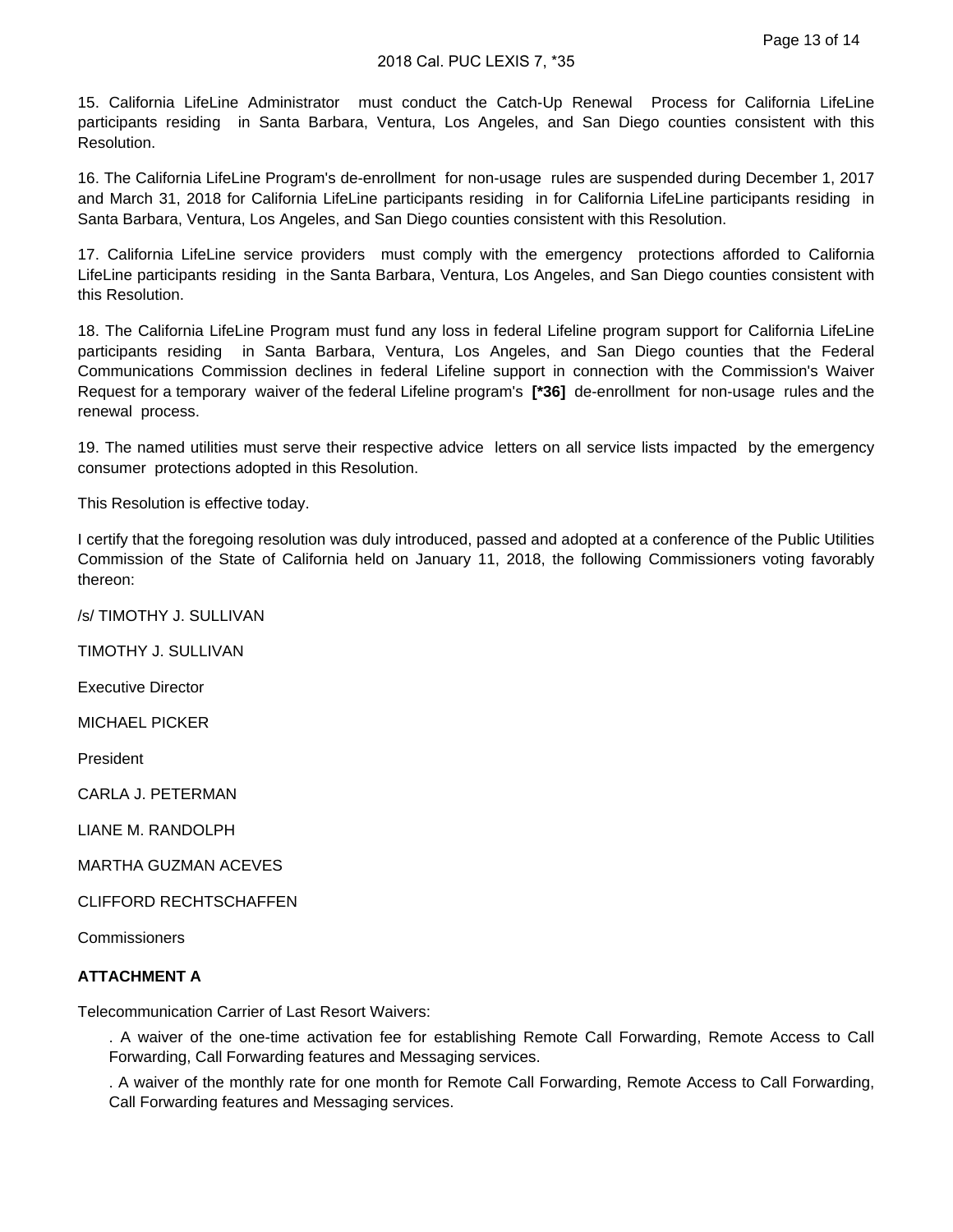15. California LifeLine Administrator must conduct the Catch-Up Renewal Process for California LifeLine participants residing in Santa Barbara, Ventura, Los Angeles, and San Diego counties consistent with this Resolution.

16. The California LifeLine Program's de-enrollment for non-usage rules are suspended during December 1, 2017 and March 31, 2018 for California LifeLine participants residing in for California LifeLine participants residing in Santa Barbara, Ventura, Los Angeles, and San Diego counties consistent with this Resolution.

17. California LifeLine service providers must comply with the emergency protections afforded to California LifeLine participants residing in the Santa Barbara, Ventura, Los Angeles, and San Diego counties consistent with this Resolution.

18. The California LifeLine Program must fund any loss in federal Lifeline program support for California LifeLine participants residing in Santa Barbara, Ventura, Los Angeles, and San Diego counties that the Federal Communications Commission declines in federal Lifeline support in connection with the Commission's Waiver Request for a temporary waiver of the federal Lifeline program's **[*36]** de-enrollment for non-usage rules and the renewal process.

19. The named utilities must serve their respective advice letters on all service lists impacted by the emergency consumer protections adopted in this Resolution.

This Resolution is effective today.

I certify that the foregoing resolution was duly introduced, passed and adopted at a conference of the Public Utilities Commission of the State of California held on January 11, 2018, the following Commissioners voting favorably thereon:

/s/ TIMOTHY J. SULLIVAN

TIMOTHY J. SULLIVAN

Executive Director

MICHAEL PICKER

President

CARLA J. PETERMAN

LIANE M. RANDOLPH

MARTHA GUZMAN ACEVES

CLIFFORD RECHTSCHAFFEN

Commissioners

**ATTACHMENT A**

Telecommunication Carrier of Last Resort Waivers:

. A waiver of the one-time activation fee for establishing Remote Call Forwarding, Remote Access to Call Forwarding, Call Forwarding features and Messaging services.

. A waiver of the monthly rate for one month for Remote Call Forwarding, Remote Access to Call Forwarding, Call Forwarding features and Messaging services.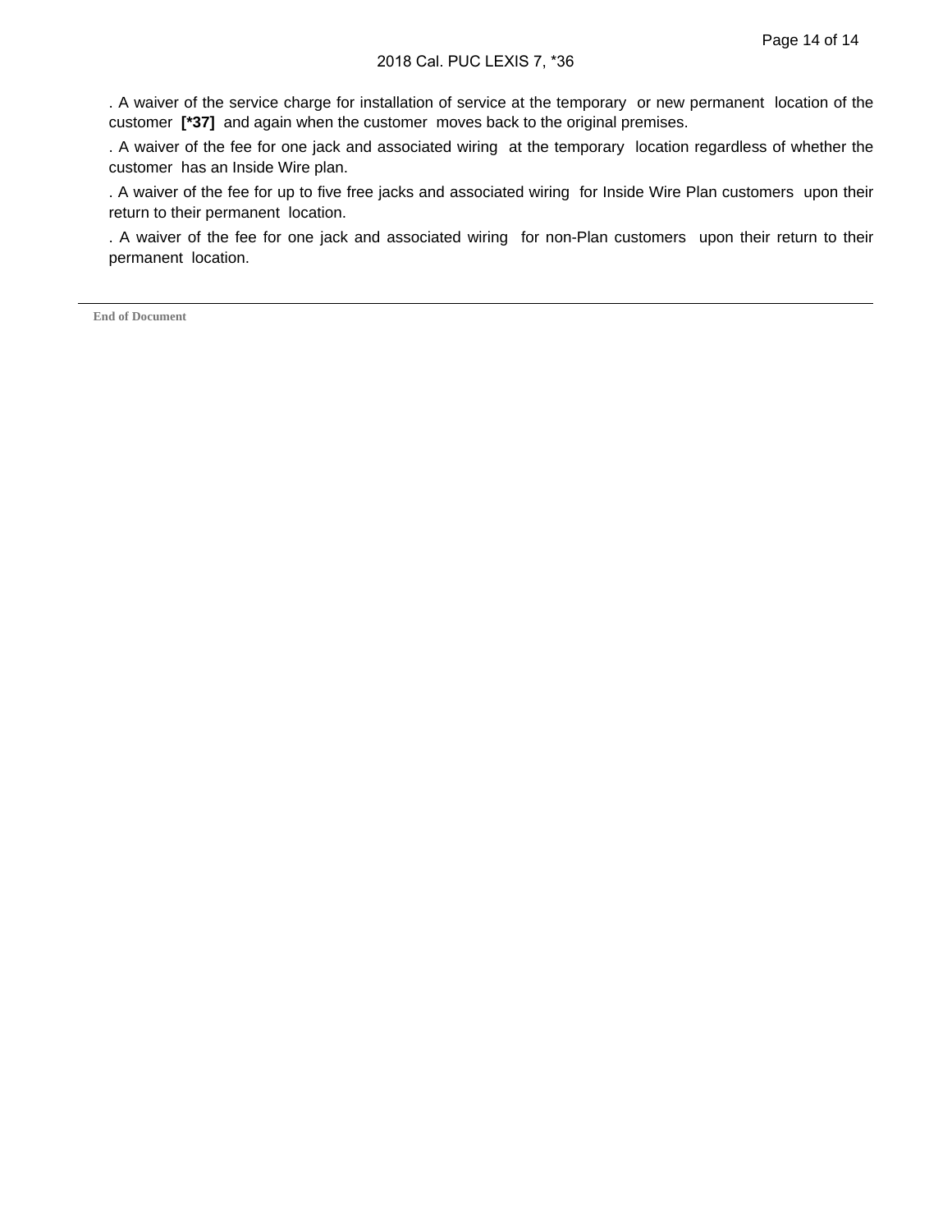. A waiver of the service charge for installation of service at the temporary or new permanent location of the customer **[*37]** and again when the customer moves back to the original premises.

. A waiver of the fee for one jack and associated wiring at the temporary location regardless of whether the customer has an Inside Wire plan.

. A waiver of the fee for up to five free jacks and associated wiring for Inside Wire Plan customers upon their return to their permanent location.

. A waiver of the fee for one jack and associated wiring for non-Plan customers upon their return to their permanent location.

---

**End of Document**